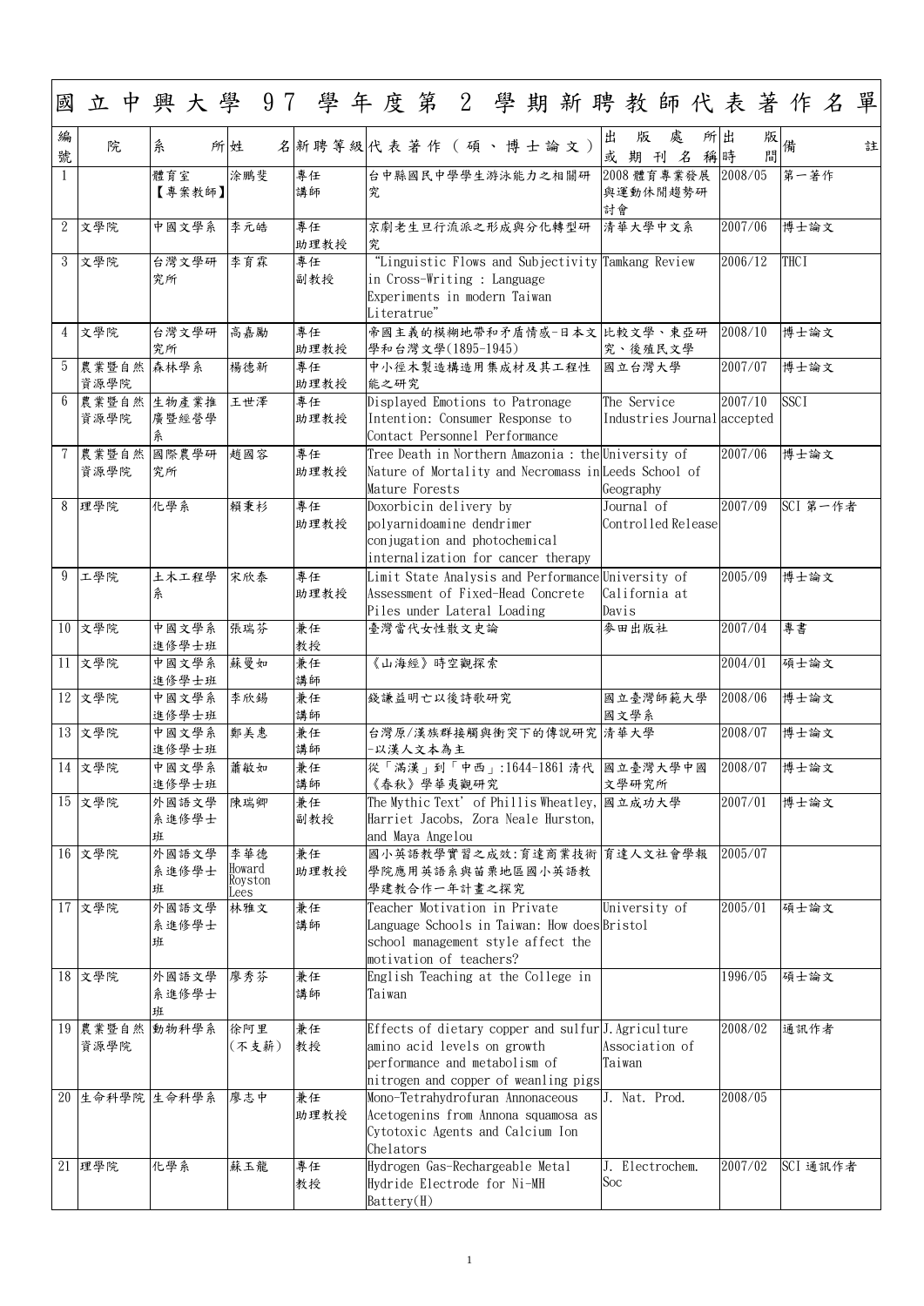# 國立中興大學 97 學年度第 2 學期新聘教師代表著作名單

| 編號 | 院 | 系所 | 姓名 | 新聘等級 | 代表著作（碩、博士論文） | 出版處所或期刊名稱 | 出版時間 | 備註 |
|---|---|---|---|---|---|---|---|---|
| 1 | | 體育室【專案教師】 | 涂鵬斐 | 專任講師 | 台中縣國民中學學生游泳能力之相關研究 | 2008 體育專業發展與運動休閒趨勢研討會 | 2008/05 | 第一著作 |
| 2 | 文學院 | 中國文學系 | 李元皓 | 專任助理教授 | 京劇老生旦行流派之形成與分化轉型研究 | 清華大學中文系 | 2007/06 | 博士論文 |
| 3 | 文學院 | 台灣文學研究所 | 李育霖 | 專任副教授 | "Linguistic Flows and Subjectivity in Cross-Writing : Language Experiments in modern Taiwan Literatrue" | Tamkang Review | 2006/12 | THCI |
| 4 | 文學院 | 台灣文學研究所 | 高嘉勵 | 專任助理教授 | 帝國主義的模糊地帶和矛盾情感-日本文學和台灣文學(1895-1945) | 比較文學、東亞研究、後殖民文學 | 2008/10 | 博士論文 |
| 5 | 農業暨自然資源學院 | 森林學系 | 楊德新 | 專任助理教授 | 中小徑木製造構造用集成材及其工程性能之研究 | 國立台灣大學 | 2007/07 | 博士論文 |
| 6 | 農業暨自然資源學院 | 生物產業推廣暨經營學系 | 王世澤 | 專任助理教授 | Displayed Emotions to Patronage Intention: Consumer Response to Contact Personnel Performance | The Service Industries Journal | 2007/10 accepted | SSCI |
| 7 | 農業暨自然資源學院 | 國際農學研究所 | 趙國容 | 專任助理教授 | Tree Death in Northern Amazonia : the Nature of Mortality and Necromass in Mature Forests | University of Leeds School of Geography | 2007/06 | 博士論文 |
| 8 | 理學院 | 化學系 | 賴秉杉 | 專任助理教授 | Doxorbicin delivery by polyarnidoamine dendrimer conjugation and photochemical internalization for cancer therapy | Journal of Controlled Release | 2007/09 | SCI 第一作者 |
| 9 | 工學院 | 土木工程學系 | 宋欣泰 | 專任助理教授 | Limit State Analysis and Performance Assessment of Fixed-Head Concrete Piles under Lateral Loading | University of California at Davis | 2005/09 | 博士論文 |
| 10 | 文學院 | 中國文學系進修學士班 | 張瑞芬 | 兼任教授 | 臺灣當代女性散文史論 | 麥田出版社 | 2007/04 | 專書 |
| 11 | 文學院 | 中國文學系進修學士班 | 蘇曼如 | 兼任講師 | 《山海經》時空觀探索 | | 2004/01 | 碩士論文 |
| 12 | 文學院 | 中國文學系進修學士班 | 李欣錫 | 兼任講師 | 錢謙益明亡以後詩歌研究 | 國立臺灣師範大學國文學系 | 2008/06 | 博士論文 |
| 13 | 文學院 | 中國文學系進修學士班 | 鄭美惠 | 兼任講師 | 台灣原/漢族群接觸與衝突下的傳說研究-以漢人文本為主 | 清華大學 | 2008/07 | 博士論文 |
| 14 | 文學院 | 中國文學系進修學士班 | 蕭敏如 | 兼任講師 | 從「滿漢」到「中西」:1644-1861 清代《春秋》學華夷觀研究 | 國立臺灣大學中國文學研究所 | 2008/07 | 博士論文 |
| 15 | 文學院 | 外國語文學系進修學士班 | 陳瑞卿 | 兼任副教授 | The Mythic Text' of Phillis Wheatley, Harriet Jacobs, Zora Neale Hurston, and Maya Angelou | 國立成功大學 | 2007/01 | 博士論文 |
| 16 | 文學院 | 外國語文學系進修學士班 | 李華德 Howard Royston Lees | 兼任助理教授 | 國小英語教學實習之成效:育達商業技術學院應用英語系與苗栗地區國小英語教學建教合作一年計畫之探究 | 育達人文社會學報 | 2005/07 | |
| 17 | 文學院 | 外國語文學系進修學士班 | 林雅文 | 兼任講師 | Teacher Motivation in Private Language Schools in Taiwan: How does school management style affect the motivation of teachers? | University of Bristol | 2005/01 | 碩士論文 |
| 18 | 文學院 | 外國語文學系進修學士班 | 廖秀芬 | 兼任講師 | English Teaching at the College in Taiwan | | 1996/05 | 碩士論文 |
| 19 | 農業暨自然資源學院 | 動物科學系 | 徐阿里(不支薪) | 兼任教授 | Effects of dietary copper and sulfur amino acid levels on growth performance and metabolism of nitrogen and copper of weanling pigs | J. Agriculture Association of Taiwan | 2008/02 | 通訊作者 |
| 20 | 生命科學院 | 生命科學系 | 廖志中 | 兼任助理教授 | Mono-Tetrahydrofuran Annonaceous Acetogenins from Annona squamosa as Cytotoxic Agents and Calcium Ion Chelators | J. Nat. Prod. | 2008/05 | |
| 21 | 理學院 | 化學系 | 蘇玉龍 | 專任教授 | Hydrogen Gas-Rechargeable Metal Hydride Electrode for Ni-MH Battery(H) | J. Electrochem. Soc | 2007/02 | SCI 通訊作者 |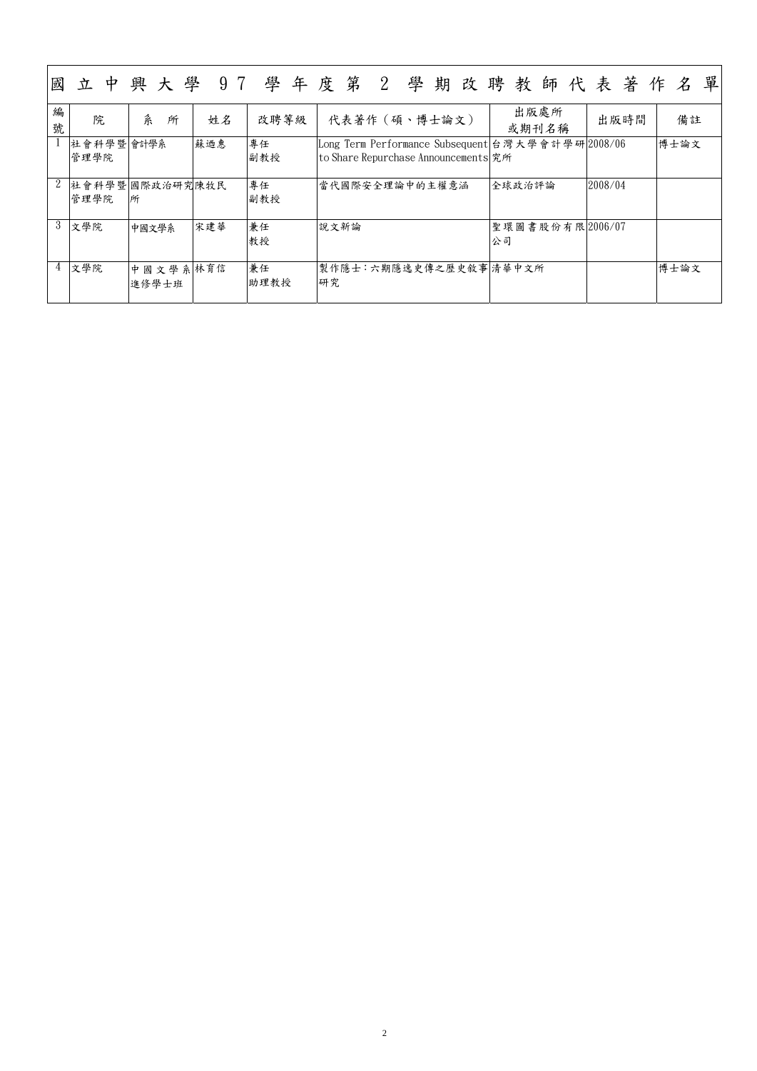# 國立中興大學 97 學年度第 2 學期改聘教師代表著作名單

| 編號 | 院 | 系 所 | 姓名 | 改聘等級 | 代表著作（碩、博士論文） | 出版處所或期刊名稱 | 出版時間 | 備註 |
|---|---|---|---|---|---|---|---|---|
| 1 | 社會科學暨管理學院 | 會計學系 | 蘇迺惠 | 專任副教授 | Long Term Performance Subsequent to Share Repurchase Announcements | 台灣大學會計學研究所 | 2008/06 | 博士論文 |
| 2 | 社會科學暨管理學院 | 國際政治研究所 | 陳牧民 | 專任副教授 | 當代國際安全理論中的主權意涵 | 全球政治評論 | 2008/04 | |
| 3 | 文學院 | 中國文學系 | 宋建華 | 兼任教授 | 說文新論 | 聖環圖書股份有限公司 | 2006/07 | |
| 4 | 文學院 | 中國文學系進修學士班 | 林育信 | 兼任助理教授 | 製作隱士：六朝隱逸史傳之歷史敘事研究 | 清華中文所 | | 博士論文 |